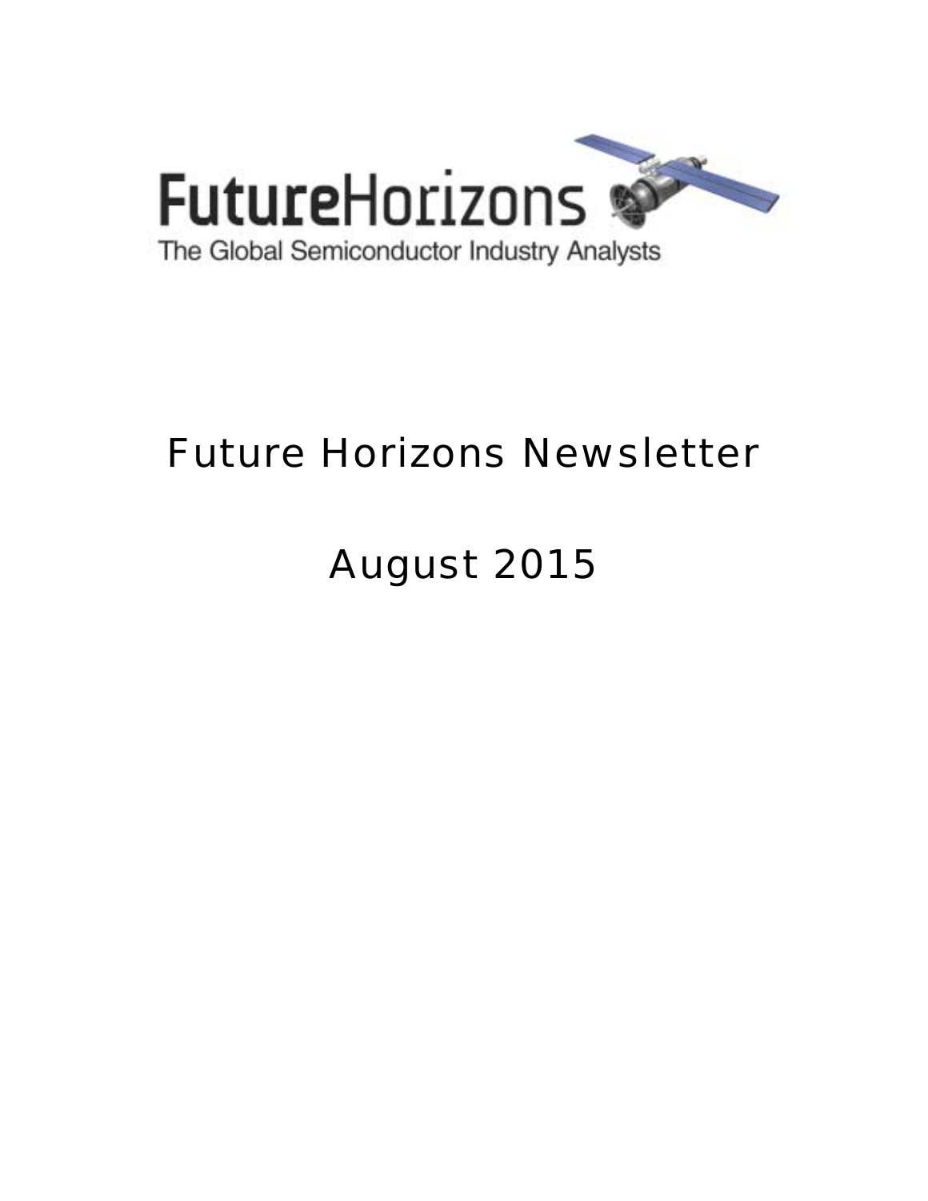FutureHorizons

The Global Semiconductor Industry Analysts

# Future Horizons Newsletter

## August 2015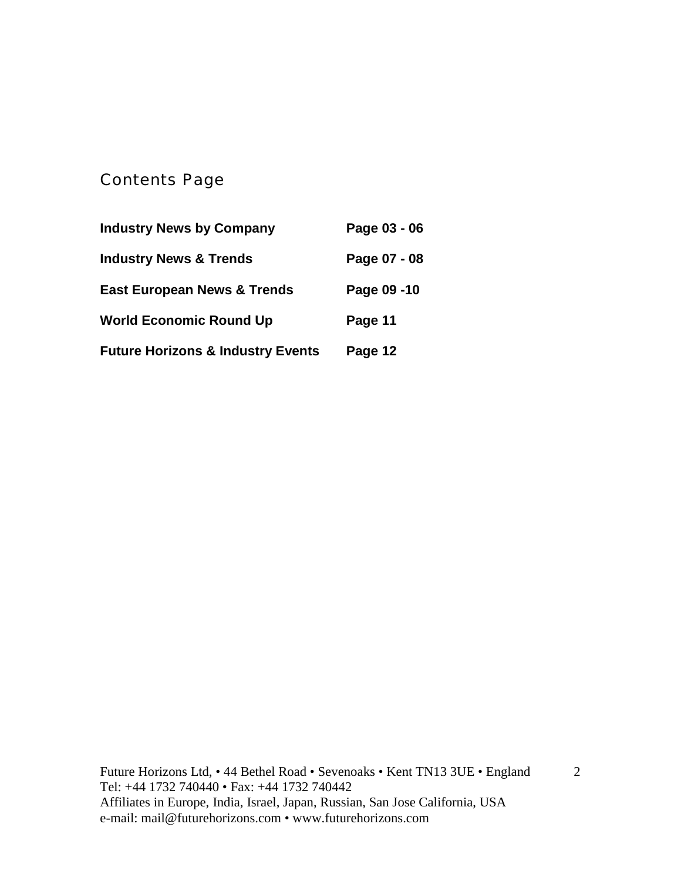## Contents Page

| | |
|---|---|
| **Industry News by Company** | **Page 03 - 06** |
| **Industry News & Trends** | **Page 07 - 08** |
| **East European News & Trends** | **Page 09 -10** |
| **World Economic Round Up** | **Page 11** |
| **Future Horizons & Industry Events** | **Page 12** |

Future Horizons Ltd, • 44 Bethel Road • Sevenoaks • Kent TN13 3UE • England
Tel: +44 1732 740440 • Fax: +44 1732 740442
Affiliates in Europe, India, Israel, Japan, Russian, San Jose California, USA
e-mail: mail@futurehorizons.com • www.futurehorizons.com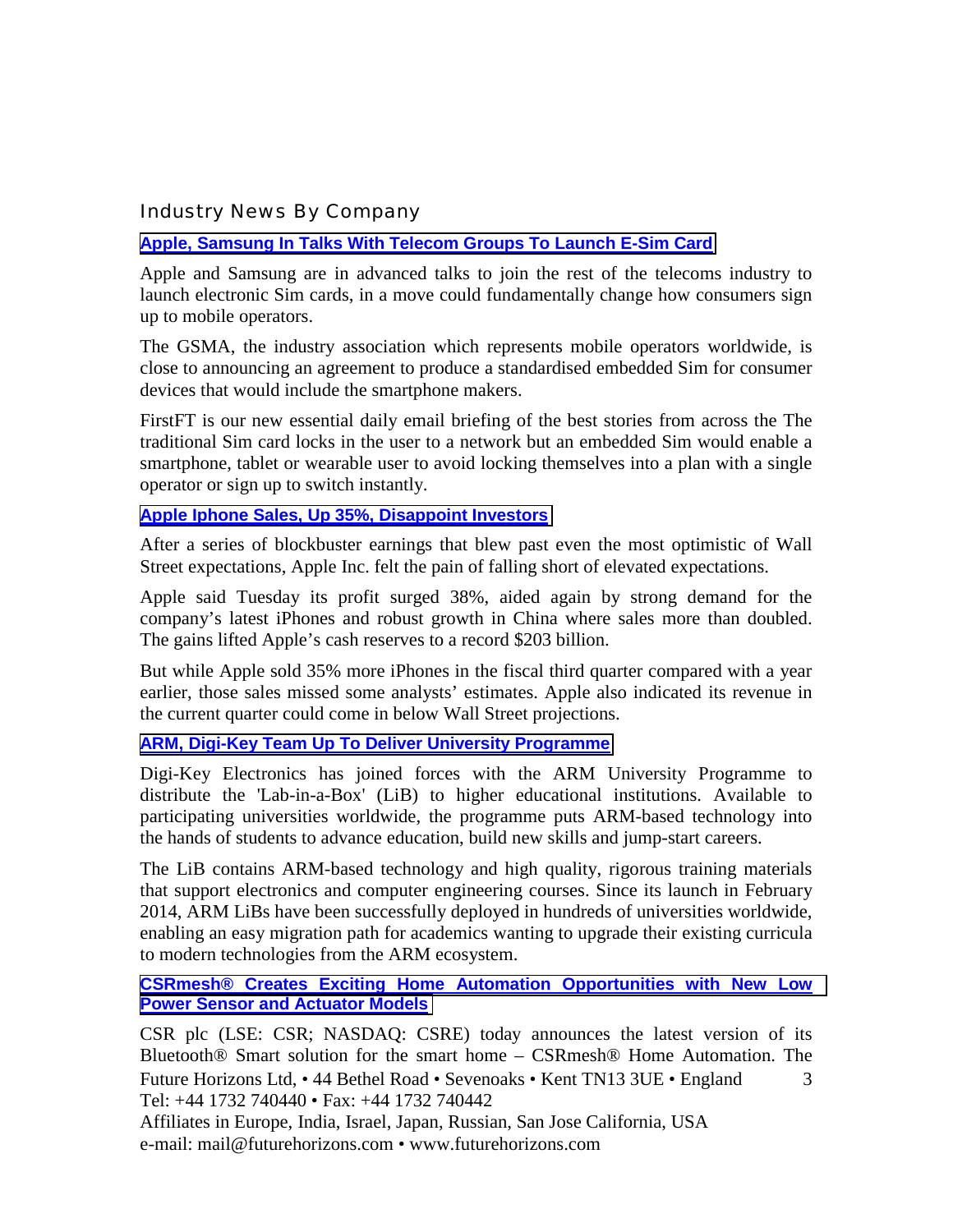## Industry News By Company

### Apple, Samsung In Talks With Telecom Groups To Launch E-Sim Card

Apple and Samsung are in advanced talks to join the rest of the telecoms industry to launch electronic Sim cards, in a move could fundamentally change how consumers sign up to mobile operators.

The GSMA, the industry association which represents mobile operators worldwide, is close to announcing an agreement to produce a standardised embedded Sim for consumer devices that would include the smartphone makers.

FirstFT is our new essential daily email briefing of the best stories from across the The traditional Sim card locks in the user to a network but an embedded Sim would enable a smartphone, tablet or wearable user to avoid locking themselves into a plan with a single operator or sign up to switch instantly.

### Apple Iphone Sales, Up 35%, Disappoint Investors

After a series of blockbuster earnings that blew past even the most optimistic of Wall Street expectations, Apple Inc. felt the pain of falling short of elevated expectations.

Apple said Tuesday its profit surged 38%, aided again by strong demand for the company's latest iPhones and robust growth in China where sales more than doubled. The gains lifted Apple's cash reserves to a record $203 billion.

But while Apple sold 35% more iPhones in the fiscal third quarter compared with a year earlier, those sales missed some analysts' estimates. Apple also indicated its revenue in the current quarter could come in below Wall Street projections.

### ARM, Digi-Key Team Up To Deliver University Programme

Digi-Key Electronics has joined forces with the ARM University Programme to distribute the 'Lab-in-a-Box' (LiB) to higher educational institutions. Available to participating universities worldwide, the programme puts ARM-based technology into the hands of students to advance education, build new skills and jump-start careers.

The LiB contains ARM-based technology and high quality, rigorous training materials that support electronics and computer engineering courses. Since its launch in February 2014, ARM LiBs have been successfully deployed in hundreds of universities worldwide, enabling an easy migration path for academics wanting to upgrade their existing curricula to modern technologies from the ARM ecosystem.

### CSRmesh® Creates Exciting Home Automation Opportunities with New Low Power Sensor and Actuator Models

CSR plc (LSE: CSR; NASDAQ: CSRE) today announces the latest version of its Bluetooth® Smart solution for the smart home – CSRmesh® Home Automation. The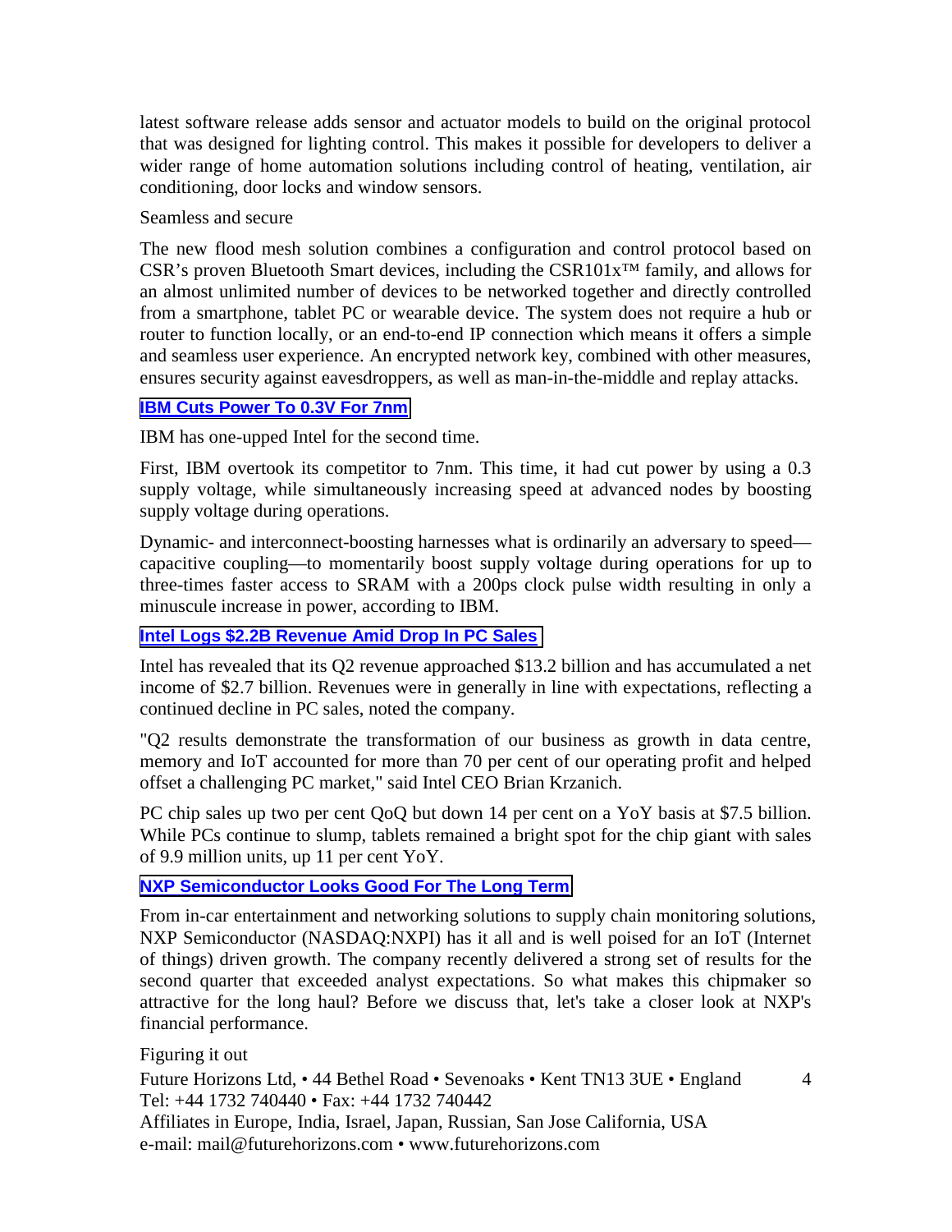latest software release adds sensor and actuator models to build on the original protocol that was designed for lighting control. This makes it possible for developers to deliver a wider range of home automation solutions including control of heating, ventilation, air conditioning, door locks and window sensors.

Seamless and secure

The new flood mesh solution combines a configuration and control protocol based on CSR's proven Bluetooth Smart devices, including the CSR101x™ family, and allows for an almost unlimited number of devices to be networked together and directly controlled from a smartphone, tablet PC or wearable device. The system does not require a hub or router to function locally, or an end-to-end IP connection which means it offers a simple and seamless user experience. An encrypted network key, combined with other measures, ensures security against eavesdroppers, as well as man-in-the-middle and replay attacks.

### IBM Cuts Power To 0.3V For 7nm

IBM has one-upped Intel for the second time.

First, IBM overtook its competitor to 7nm. This time, it had cut power by using a 0.3 supply voltage, while simultaneously increasing speed at advanced nodes by boosting supply voltage during operations.

Dynamic- and interconnect-boosting harnesses what is ordinarily an adversary to speed—capacitive coupling—to momentarily boost supply voltage during operations for up to three-times faster access to SRAM with a 200ps clock pulse width resulting in only a minuscule increase in power, according to IBM.

### Intel Logs $2.2B Revenue Amid Drop In PC Sales

Intel has revealed that its Q2 revenue approached $13.2 billion and has accumulated a net income of $2.7 billion. Revenues were in generally in line with expectations, reflecting a continued decline in PC sales, noted the company.

"Q2 results demonstrate the transformation of our business as growth in data centre, memory and IoT accounted for more than 70 per cent of our operating profit and helped offset a challenging PC market," said Intel CEO Brian Krzanich.

PC chip sales up two per cent QoQ but down 14 per cent on a YoY basis at $7.5 billion. While PCs continue to slump, tablets remained a bright spot for the chip giant with sales of 9.9 million units, up 11 per cent YoY.

### NXP Semiconductor Looks Good For The Long Term

From in-car entertainment and networking solutions to supply chain monitoring solutions, NXP Semiconductor (NASDAQ:NXPI) has it all and is well poised for an IoT (Internet of things) driven growth. The company recently delivered a strong set of results for the second quarter that exceeded analyst expectations. So what makes this chipmaker so attractive for the long haul? Before we discuss that, let's take a closer look at NXP's financial performance.

Figuring it out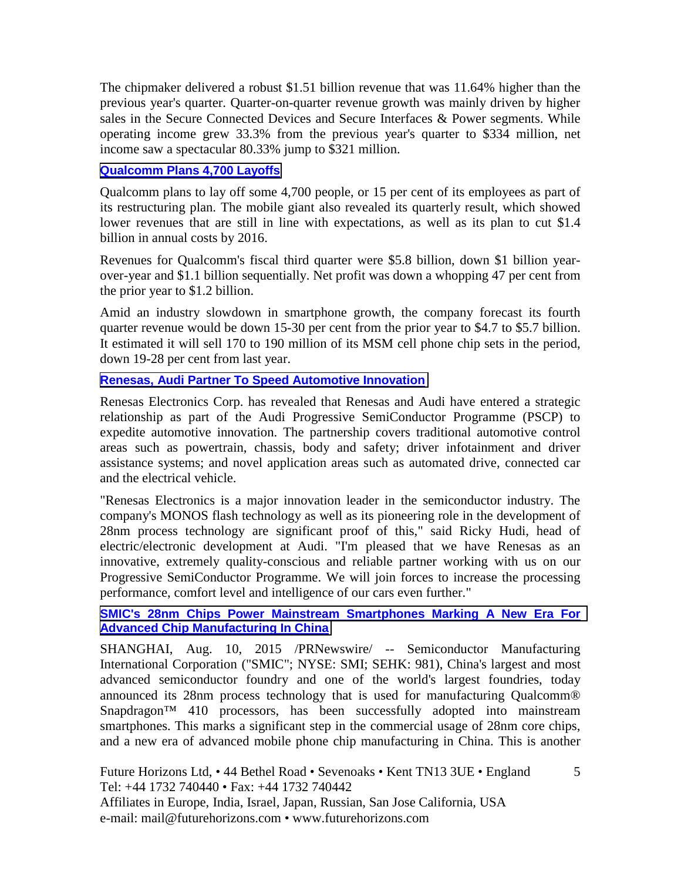The chipmaker delivered a robust $1.51 billion revenue that was 11.64% higher than the previous year's quarter. Quarter-on-quarter revenue growth was mainly driven by higher sales in the Secure Connected Devices and Secure Interfaces & Power segments. While operating income grew 33.3% from the previous year's quarter to $334 million, net income saw a spectacular 80.33% jump to $321 million.

### Qualcomm Plans 4,700 Layoffs

Qualcomm plans to lay off some 4,700 people, or 15 per cent of its employees as part of its restructuring plan. The mobile giant also revealed its quarterly result, which showed lower revenues that are still in line with expectations, as well as its plan to cut $1.4 billion in annual costs by 2016.

Revenues for Qualcomm's fiscal third quarter were $5.8 billion, down $1 billion year-over-year and $1.1 billion sequentially. Net profit was down a whopping 47 per cent from the prior year to $1.2 billion.

Amid an industry slowdown in smartphone growth, the company forecast its fourth quarter revenue would be down 15-30 per cent from the prior year to $4.7 to $5.7 billion. It estimated it will sell 170 to 190 million of its MSM cell phone chip sets in the period, down 19-28 per cent from last year.

### Renesas, Audi Partner To Speed Automotive Innovation

Renesas Electronics Corp. has revealed that Renesas and Audi have entered a strategic relationship as part of the Audi Progressive SemiConductor Programme (PSCP) to expedite automotive innovation. The partnership covers traditional automotive control areas such as powertrain, chassis, body and safety; driver infotainment and driver assistance systems; and novel application areas such as automated drive, connected car and the electrical vehicle.

"Renesas Electronics is a major innovation leader in the semiconductor industry. The company's MONOS flash technology as well as its pioneering role in the development of 28nm process technology are significant proof of this," said Ricky Hudi, head of electric/electronic development at Audi. "I'm pleased that we have Renesas as an innovative, extremely quality-conscious and reliable partner working with us on our Progressive SemiConductor Programme. We will join forces to increase the processing performance, comfort level and intelligence of our cars even further."

### SMIC's 28nm Chips Power Mainstream Smartphones Marking A New Era For Advanced Chip Manufacturing In China

SHANGHAI, Aug. 10, 2015 /PRNewswire/ -- Semiconductor Manufacturing International Corporation ("SMIC"; NYSE: SMI; SEHK: 981), China's largest and most advanced semiconductor foundry and one of the world's largest foundries, today announced its 28nm process technology that is used for manufacturing Qualcomm® Snapdragon™ 410 processors, has been successfully adopted into mainstream smartphones. This marks a significant step in the commercial usage of 28nm core chips, and a new era of advanced mobile phone chip manufacturing in China. This is another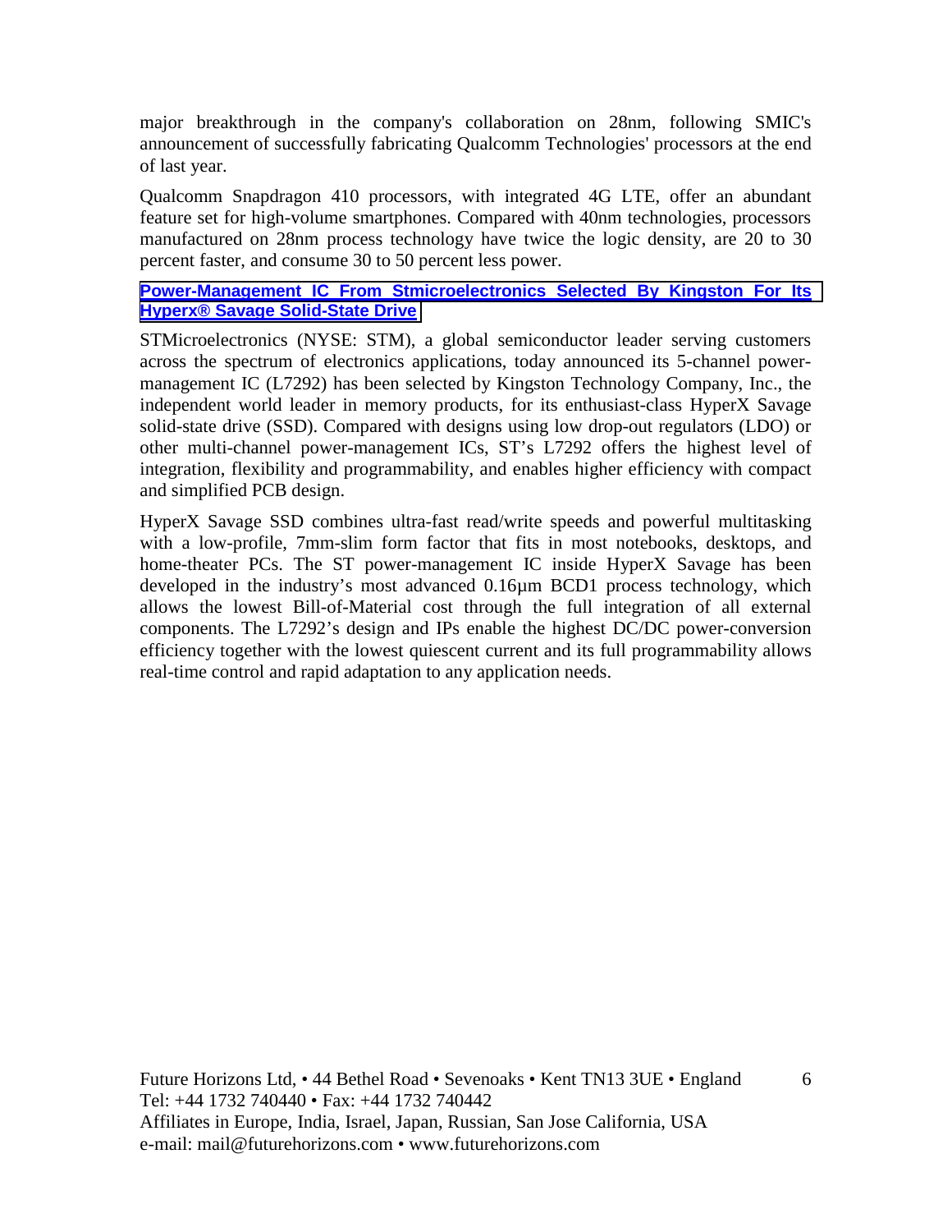major breakthrough in the company's collaboration on 28nm, following SMIC's announcement of successfully fabricating Qualcomm Technologies' processors at the end of last year.

Qualcomm Snapdragon 410 processors, with integrated 4G LTE, offer an abundant feature set for high-volume smartphones. Compared with 40nm technologies, processors manufactured on 28nm process technology have twice the logic density, are 20 to 30 percent faster, and consume 30 to 50 percent less power.

### Power-Management IC From Stmicroelectronics Selected By Kingston For Its Hyperx® Savage Solid-State Drive

STMicroelectronics (NYSE: STM), a global semiconductor leader serving customers across the spectrum of electronics applications, today announced its 5-channel power-management IC (L7292) has been selected by Kingston Technology Company, Inc., the independent world leader in memory products, for its enthusiast-class HyperX Savage solid-state drive (SSD). Compared with designs using low drop-out regulators (LDO) or other multi-channel power-management ICs, ST's L7292 offers the highest level of integration, flexibility and programmability, and enables higher efficiency with compact and simplified PCB design.

HyperX Savage SSD combines ultra-fast read/write speeds and powerful multitasking with a low-profile, 7mm-slim form factor that fits in most notebooks, desktops, and home-theater PCs. The ST power-management IC inside HyperX Savage has been developed in the industry's most advanced 0.16µm BCD1 process technology, which allows the lowest Bill-of-Material cost through the full integration of all external components. The L7292's design and IPs enable the highest DC/DC power-conversion efficiency together with the lowest quiescent current and its full programmability allows real-time control and rapid adaptation to any application needs.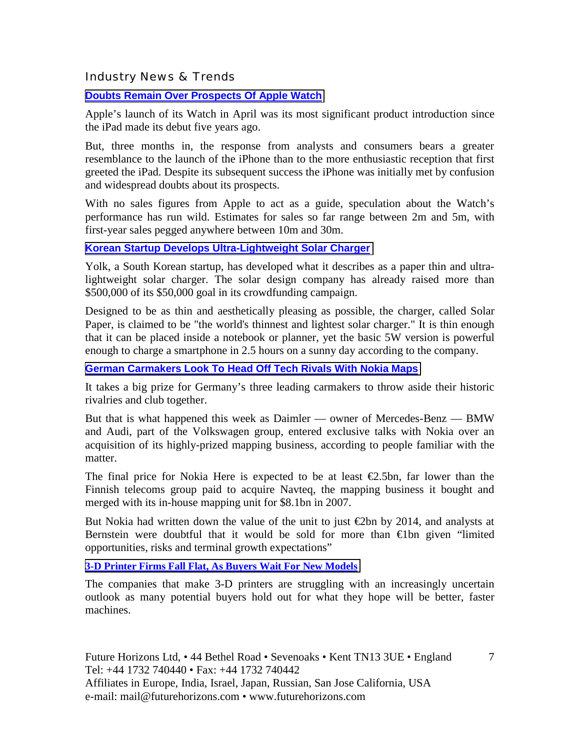## Industry News & Trends

### Doubts Remain Over Prospects Of Apple Watch

Apple's launch of its Watch in April was its most significant product introduction since the iPad made its debut five years ago.

But, three months in, the response from analysts and consumers bears a greater resemblance to the launch of the iPhone than to the more enthusiastic reception that first greeted the iPad. Despite its subsequent success the iPhone was initially met by confusion and widespread doubts about its prospects.

With no sales figures from Apple to act as a guide, speculation about the Watch's performance has run wild. Estimates for sales so far range between 2m and 5m, with first-year sales pegged anywhere between 10m and 30m.

### Korean Startup Develops Ultra-Lightweight Solar Charger

Yolk, a South Korean startup, has developed what it describes as a paper thin and ultra-lightweight solar charger. The solar design company has already raised more than $500,000 of its $50,000 goal in its crowdfunding campaign.

Designed to be as thin and aesthetically pleasing as possible, the charger, called Solar Paper, is claimed to be "the world's thinnest and lightest solar charger." It is thin enough that it can be placed inside a notebook or planner, yet the basic 5W version is powerful enough to charge a smartphone in 2.5 hours on a sunny day according to the company.

### German Carmakers Look To Head Off Tech Rivals With Nokia Maps

It takes a big prize for Germany's three leading carmakers to throw aside their historic rivalries and club together.

But that is what happened this week as Daimler — owner of Mercedes-Benz — BMW and Audi, part of the Volkswagen group, entered exclusive talks with Nokia over an acquisition of its highly-prized mapping business, according to people familiar with the matter.

The final price for Nokia Here is expected to be at least €2.5bn, far lower than the Finnish telecoms group paid to acquire Navteq, the mapping business it bought and merged with its in-house mapping unit for $8.1bn in 2007.

But Nokia had written down the value of the unit to just €2bn by 2014, and analysts at Bernstein were doubtful that it would be sold for more than €1bn given "limited opportunities, risks and terminal growth expectations"

### 3-D Printer Firms Fall Flat, As Buyers Wait For New Models

The companies that make 3-D printers are struggling with an increasingly uncertain outlook as many potential buyers hold out for what they hope will be better, faster machines.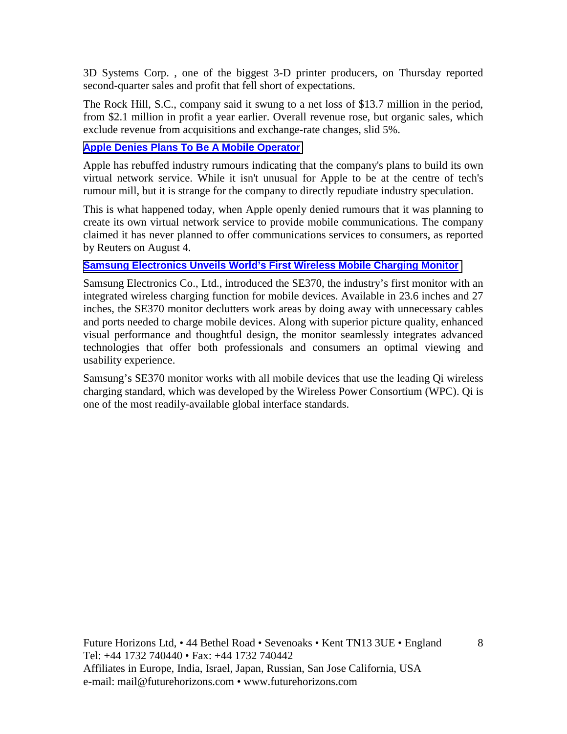3D Systems Corp. , one of the biggest 3-D printer producers, on Thursday reported second-quarter sales and profit that fell short of expectations.

The Rock Hill, S.C., company said it swung to a net loss of $13.7 million in the period, from $2.1 million in profit a year earlier. Overall revenue rose, but organic sales, which exclude revenue from acquisitions and exchange-rate changes, slid 5%.

### Apple Denies Plans To Be A Mobile Operator

Apple has rebuffed industry rumours indicating that the company's plans to build its own virtual network service. While it isn't unusual for Apple to be at the centre of tech's rumour mill, but it is strange for the company to directly repudiate industry speculation.

This is what happened today, when Apple openly denied rumours that it was planning to create its own virtual network service to provide mobile communications. The company claimed it has never planned to offer communications services to consumers, as reported by Reuters on August 4.

### Samsung Electronics Unveils World's First Wireless Mobile Charging Monitor

Samsung Electronics Co., Ltd., introduced the SE370, the industry's first monitor with an integrated wireless charging function for mobile devices. Available in 23.6 inches and 27 inches, the SE370 monitor declutters work areas by doing away with unnecessary cables and ports needed to charge mobile devices. Along with superior picture quality, enhanced visual performance and thoughtful design, the monitor seamlessly integrates advanced technologies that offer both professionals and consumers an optimal viewing and usability experience.

Samsung's SE370 monitor works with all mobile devices that use the leading Qi wireless charging standard, which was developed by the Wireless Power Consortium (WPC). Qi is one of the most readily-available global interface standards.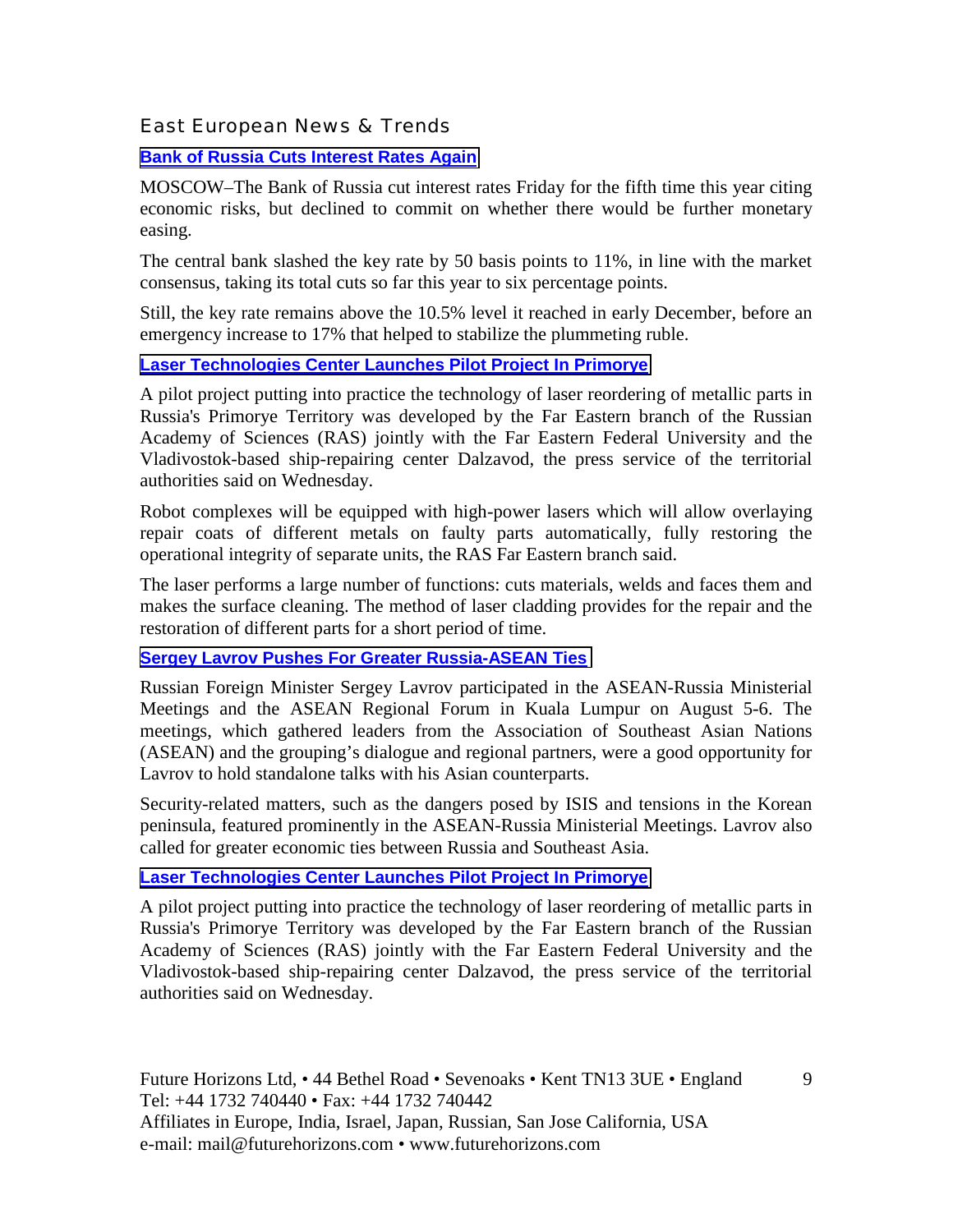## East European News & Trends

### Bank of Russia Cuts Interest Rates Again

MOSCOW–The Bank of Russia cut interest rates Friday for the fifth time this year citing economic risks, but declined to commit on whether there would be further monetary easing.

The central bank slashed the key rate by 50 basis points to 11%, in line with the market consensus, taking its total cuts so far this year to six percentage points.

Still, the key rate remains above the 10.5% level it reached in early December, before an emergency increase to 17% that helped to stabilize the plummeting ruble.

### Laser Technologies Center Launches Pilot Project In Primorye

A pilot project putting into practice the technology of laser reordering of metallic parts in Russia's Primorye Territory was developed by the Far Eastern branch of the Russian Academy of Sciences (RAS) jointly with the Far Eastern Federal University and the Vladivostok-based ship-repairing center Dalzavod, the press service of the territorial authorities said on Wednesday.

Robot complexes will be equipped with high-power lasers which will allow overlaying repair coats of different metals on faulty parts automatically, fully restoring the operational integrity of separate units, the RAS Far Eastern branch said.

The laser performs a large number of functions: cuts materials, welds and faces them and makes the surface cleaning. The method of laser cladding provides for the repair and the restoration of different parts for a short period of time.

### Sergey Lavrov Pushes For Greater Russia-ASEAN Ties

Russian Foreign Minister Sergey Lavrov participated in the ASEAN-Russia Ministerial Meetings and the ASEAN Regional Forum in Kuala Lumpur on August 5-6. The meetings, which gathered leaders from the Association of Southeast Asian Nations (ASEAN) and the grouping's dialogue and regional partners, were a good opportunity for Lavrov to hold standalone talks with his Asian counterparts.

Security-related matters, such as the dangers posed by ISIS and tensions in the Korean peninsula, featured prominently in the ASEAN-Russia Ministerial Meetings. Lavrov also called for greater economic ties between Russia and Southeast Asia.

### Laser Technologies Center Launches Pilot Project In Primorye

A pilot project putting into practice the technology of laser reordering of metallic parts in Russia's Primorye Territory was developed by the Far Eastern branch of the Russian Academy of Sciences (RAS) jointly with the Far Eastern Federal University and the Vladivostok-based ship-repairing center Dalzavod, the press service of the territorial authorities said on Wednesday.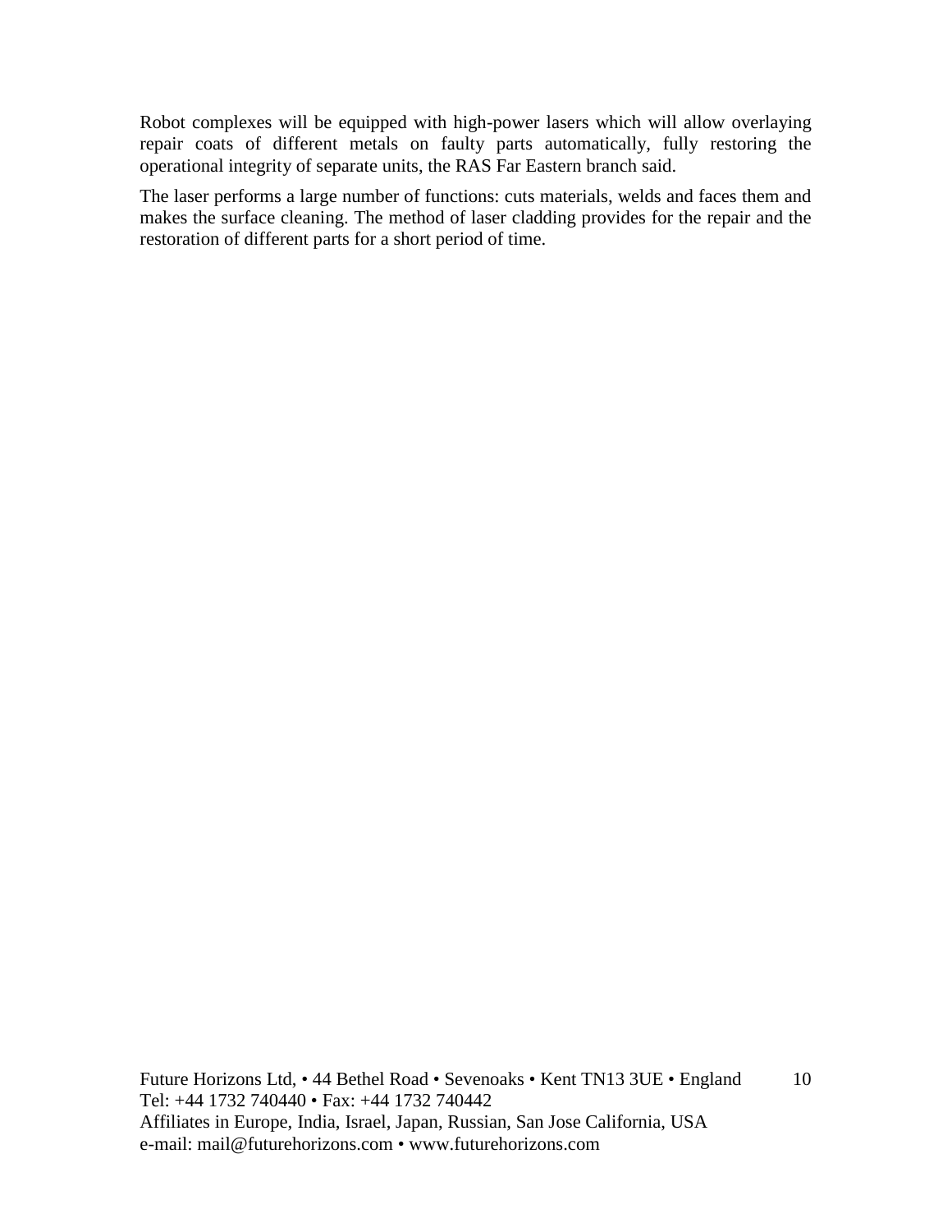Robot complexes will be equipped with high-power lasers which will allow overlaying repair coats of different metals on faulty parts automatically, fully restoring the operational integrity of separate units, the RAS Far Eastern branch said.

The laser performs a large number of functions: cuts materials, welds and faces them and makes the surface cleaning. The method of laser cladding provides for the repair and the restoration of different parts for a short period of time.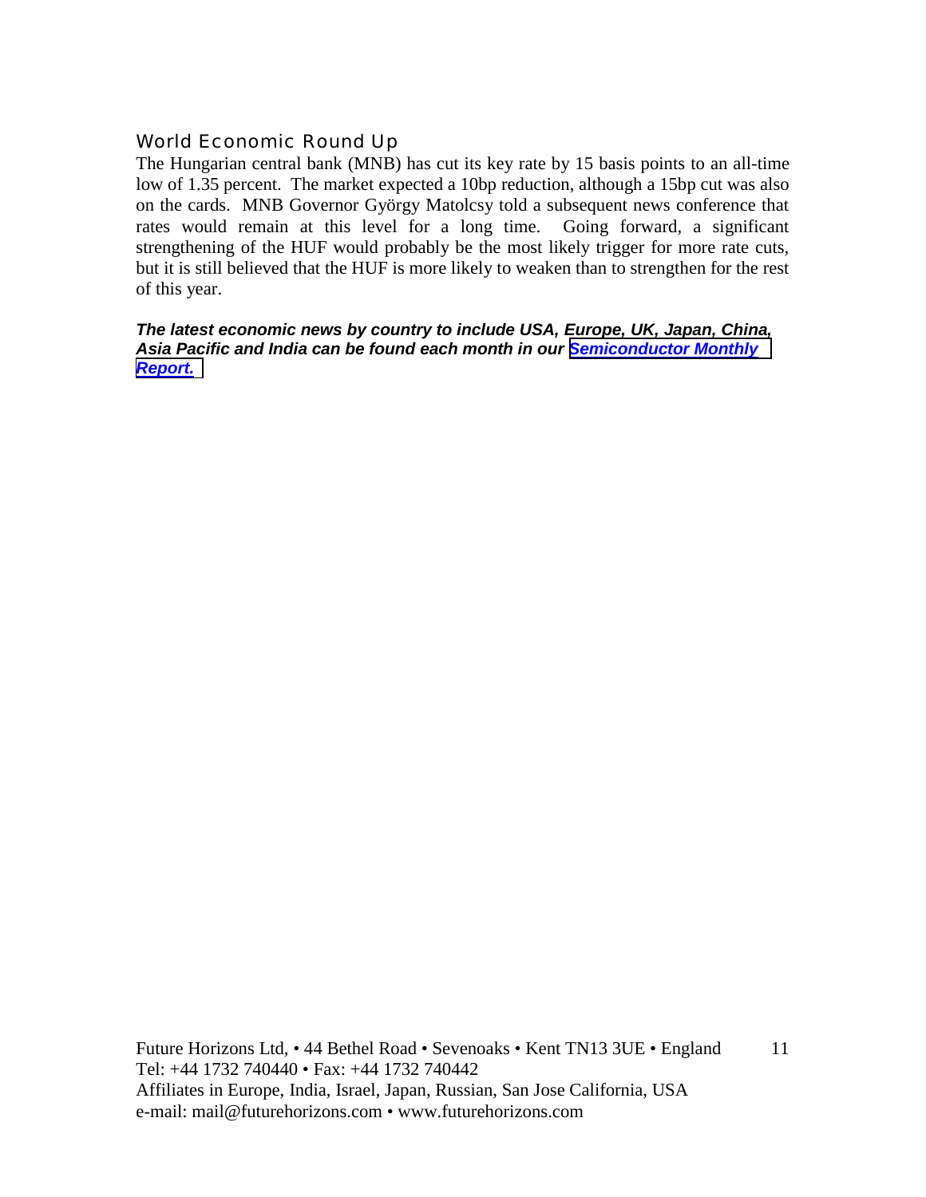## World Economic Round Up

The Hungarian central bank (MNB) has cut its key rate by 15 basis points to an all-time low of 1.35 percent. The market expected a 10bp reduction, although a 15bp cut was also on the cards. MNB Governor György Matolcsy told a subsequent news conference that rates would remain at this level for a long time. Going forward, a significant strengthening of the HUF would probably be the most likely trigger for more rate cuts, but it is still believed that the HUF is more likely to weaken than to strengthen for the rest of this year.

***The latest economic news by country to include USA, Europe, UK, Japan, China, Asia Pacific and India can be found each month in our Semiconductor Monthly Report.***

Future Horizons Ltd, • 44 Bethel Road • Sevenoaks • Kent TN13 3UE • England
Tel: +44 1732 740440 • Fax: +44 1732 740442
Affiliates in Europe, India, Israel, Japan, Russian, San Jose California, USA
e-mail: mail@futurehorizons.com • www.futurehorizons.com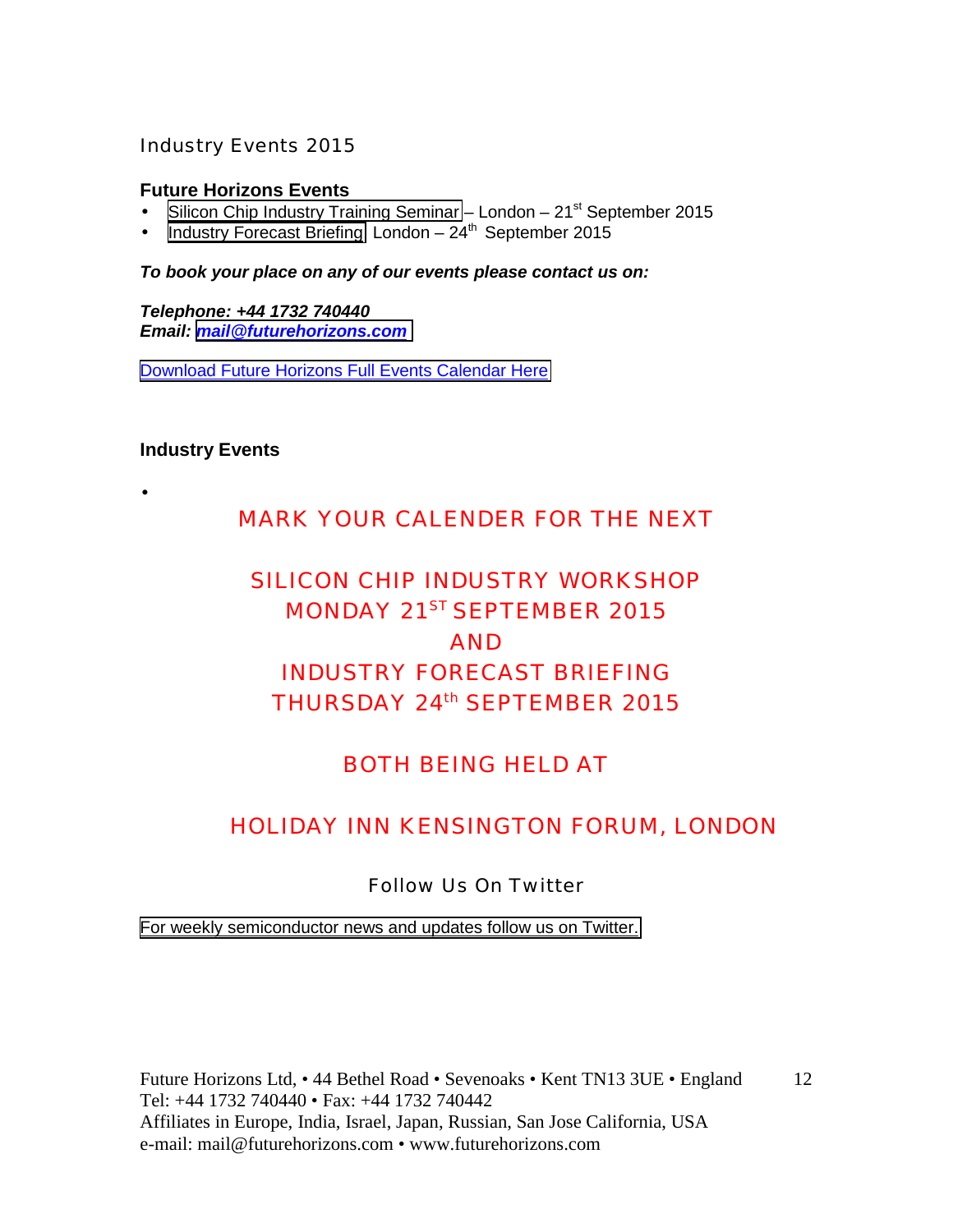## Industry Events 2015

### Future Horizons Events

- Silicon Chip Industry Training Seminar – London – 21st September 2015
- Industry Forecast Briefing, London – 24th September 2015

***To book your place on any of our events please contact us on:***

***Telephone: +44 1732 740440***
***Email: mail@futurehorizons.com***

Download Future Horizons Full Events Calendar Here

### Industry Events

- 

MARK YOUR CALENDER FOR THE NEXT

SILICON CHIP INDUSTRY WORKSHOP
MONDAY 21ST SEPTEMBER 2015
AND
INDUSTRY FORECAST BRIEFING
THURSDAY 24th SEPTEMBER 2015

BOTH BEING HELD AT

HOLIDAY INN KENSINGTON FORUM, LONDON

Follow Us On Twitter

For weekly semiconductor news and updates follow us on Twitter.

Future Horizons Ltd, • 44 Bethel Road • Sevenoaks • Kent TN13 3UE • England
Tel: +44 1732 740440 • Fax: +44 1732 740442
Affiliates in Europe, India, Israel, Japan, Russian, San Jose California, USA
e-mail: mail@futurehorizons.com • www.futurehorizons.com